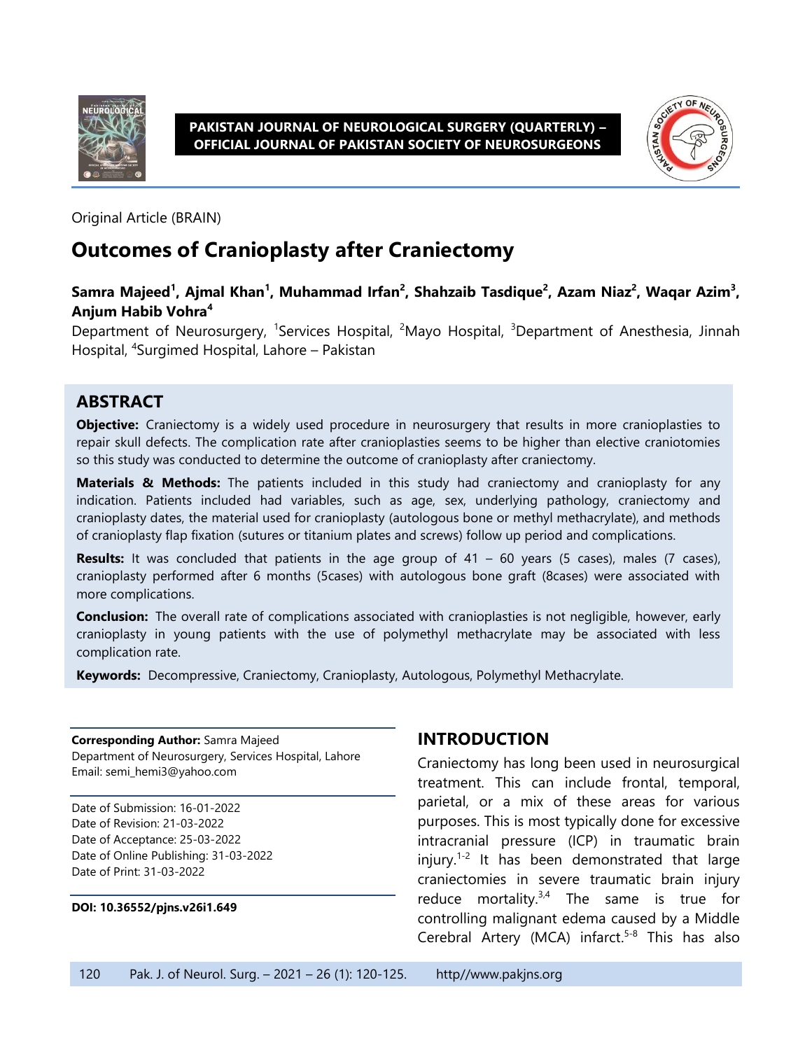Original Article (BRAIN)

# Outcomes of Cranioplasty after Craniectomy

**Samra Majeed[1], Ajmal Khan[1], Muhammad Irfan[2], Shahzaib Tasdique[2], Azam Niaz[2], Waqar Azim[3], Anjum Habib Vohra[4]**

Department of Neurosurgery, [1]Services Hospital, [2]Mayo Hospital, [3]Department of Anesthesia, Jinnah Hospital, [4]Surgimed Hospital, Lahore – Pakistan

## ABSTRACT

**Objective:** Craniectomy is a widely used procedure in neurosurgery that results in more cranioplasties to repair skull defects. The complication rate after cranioplasties seems to be higher than elective craniotomies so this study was conducted to determine the outcome of cranioplasty after craniectomy.

**Materials & Methods:** The patients included in this study had craniectomy and cranioplasty for any indication. Patients included had variables, such as age, sex, underlying pathology, craniectomy and cranioplasty dates, the material used for cranioplasty (autologous bone or methyl methacrylate), and methods of cranioplasty flap fixation (sutures or titanium plates and screws) follow up period and complications.

**Results:** It was concluded that patients in the age group of 41 – 60 years (5 cases), males (7 cases), cranioplasty performed after 6 months (5cases) with autologous bone graft (8cases) were associated with more complications.

**Conclusion:** The overall rate of complications associated with cranioplasties is not negligible, however, early cranioplasty in young patients with the use of polymethyl methacrylate may be associated with less complication rate.

**Keywords:** Decompressive, Craniectomy, Cranioplasty, Autologous, Polymethyl Methacrylate.

**Corresponding Author:** Samra Majeed
Department of Neurosurgery, Services Hospital, Lahore
Email: semi_hemi3@yahoo.com

Date of Submission: 16-01-2022
Date of Revision: 21-03-2022
Date of Acceptance: 25-03-2022
Date of Online Publishing: 31-03-2022
Date of Print: 31-03-2022

**DOI: 10.36552/pjns.v26i1.649**

## INTRODUCTION

Craniectomy has long been used in neurosurgical treatment. This can include frontal, temporal, parietal, or a mix of these areas for various purposes. This is most typically done for excessive intracranial pressure (ICP) in traumatic brain injury.[1-2] It has been demonstrated that large craniectomies in severe traumatic brain injury reduce mortality.[3,4] The same is true for controlling malignant edema caused by a Middle Cerebral Artery (MCA) infarct.[5-8] This has also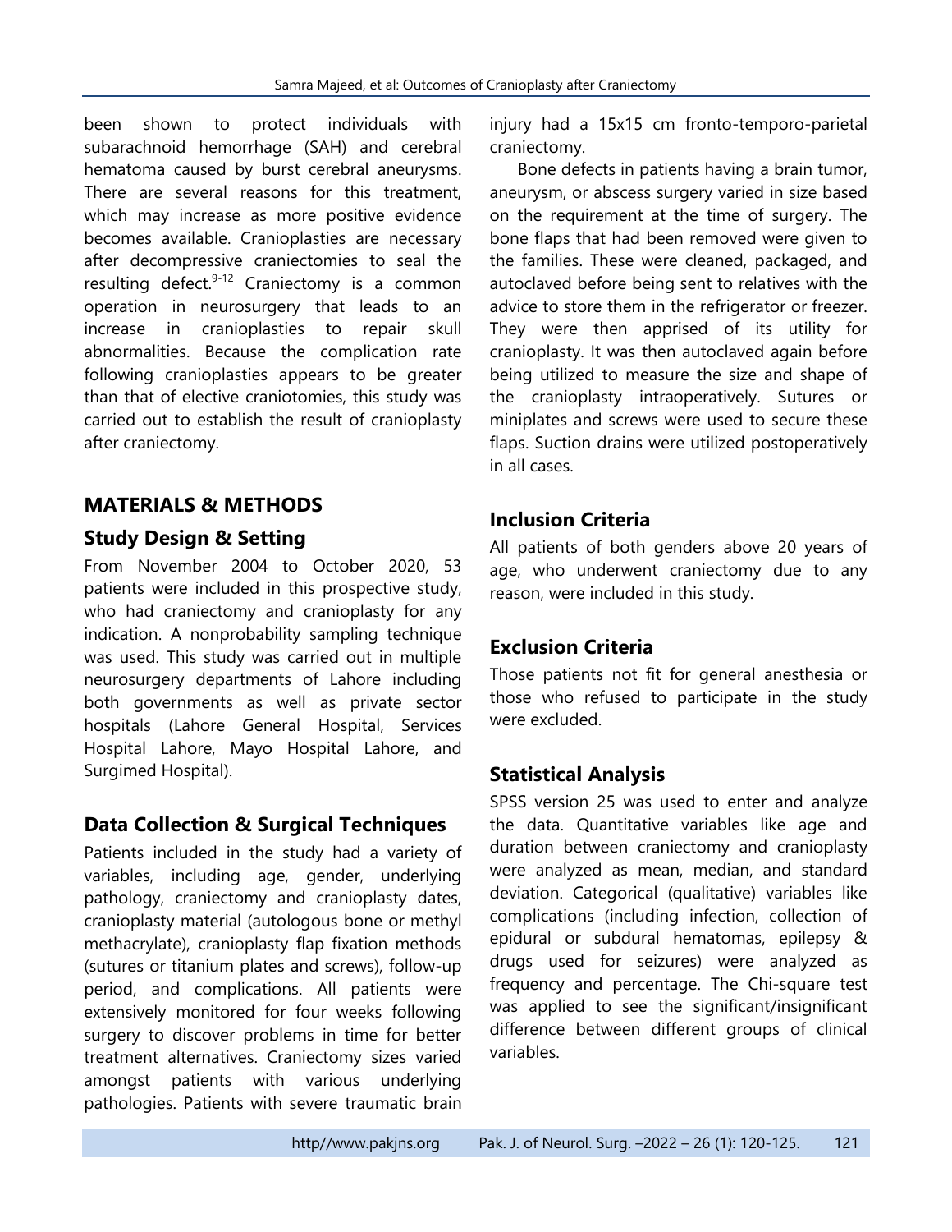been shown to protect individuals with subarachnoid hemorrhage (SAH) and cerebral hematoma caused by burst cerebral aneurysms. There are several reasons for this treatment, which may increase as more positive evidence becomes available. Cranioplasties are necessary after decompressive craniectomies to seal the resulting defect.[9-12] Craniectomy is a common operation in neurosurgery that leads to an increase in cranioplasties to repair skull abnormalities. Because the complication rate following cranioplasties appears to be greater than that of elective craniotomies, this study was carried out to establish the result of cranioplasty after craniectomy.

## MATERIALS & METHODS

### Study Design & Setting

From November 2004 to October 2020, 53 patients were included in this prospective study, who had craniectomy and cranioplasty for any indication. A nonprobability sampling technique was used. This study was carried out in multiple neurosurgery departments of Lahore including both governments as well as private sector hospitals (Lahore General Hospital, Services Hospital Lahore, Mayo Hospital Lahore, and Surgimed Hospital).

### Data Collection & Surgical Techniques

Patients included in the study had a variety of variables, including age, gender, underlying pathology, craniectomy and cranioplasty dates, cranioplasty material (autologous bone or methyl methacrylate), cranioplasty flap fixation methods (sutures or titanium plates and screws), follow-up period, and complications. All patients were extensively monitored for four weeks following surgery to discover problems in time for better treatment alternatives. Craniectomy sizes varied amongst patients with various underlying pathologies. Patients with severe traumatic brain injury had a 15x15 cm fronto-temporo-parietal craniectomy.

Bone defects in patients having a brain tumor, aneurysm, or abscess surgery varied in size based on the requirement at the time of surgery. The bone flaps that had been removed were given to the families. These were cleaned, packaged, and autoclaved before being sent to relatives with the advice to store them in the refrigerator or freezer. They were then apprised of its utility for cranioplasty. It was then autoclaved again before being utilized to measure the size and shape of the cranioplasty intraoperatively. Sutures or miniplates and screws were used to secure these flaps. Suction drains were utilized postoperatively in all cases.

### Inclusion Criteria

All patients of both genders above 20 years of age, who underwent craniectomy due to any reason, were included in this study.

### Exclusion Criteria

Those patients not fit for general anesthesia or those who refused to participate in the study were excluded.

### Statistical Analysis

SPSS version 25 was used to enter and analyze the data. Quantitative variables like age and duration between craniectomy and cranioplasty were analyzed as mean, median, and standard deviation. Categorical (qualitative) variables like complications (including infection, collection of epidural or subdural hematomas, epilepsy & drugs used for seizures) were analyzed as frequency and percentage. The Chi-square test was applied to see the significant/insignificant difference between different groups of clinical variables.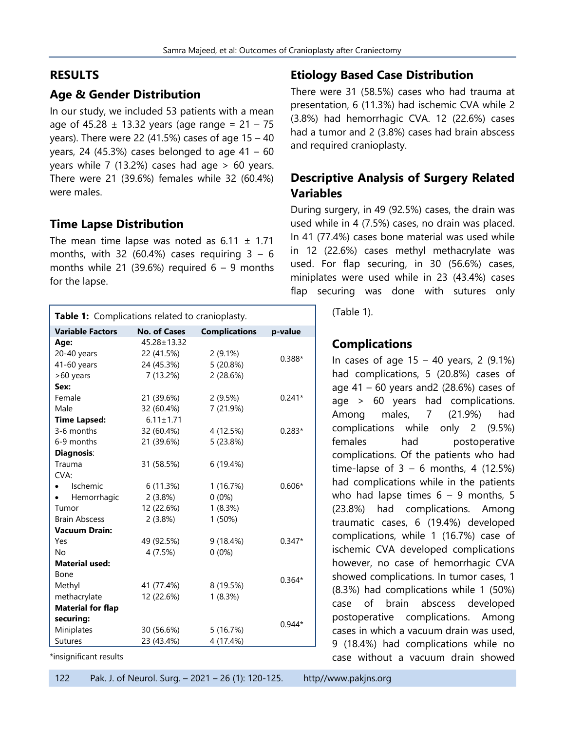## RESULTS

### Age & Gender Distribution

In our study, we included 53 patients with a mean age of 45.28 ± 13.32 years (age range = 21 – 75 years). There were 22 (41.5%) cases of age 15 – 40 years, 24 (45.3%) cases belonged to age 41 – 60 years while 7 (13.2%) cases had age > 60 years. There were 21 (39.6%) females while 32 (60.4%) were males.

### Time Lapse Distribution

The mean time lapse was noted as 6.11 ± 1.71 months, with 32 (60.4%) cases requiring 3 – 6 months while 21 (39.6%) required 6 – 9 months for the lapse.

### Etiology Based Case Distribution

There were 31 (58.5%) cases who had trauma at presentation, 6 (11.3%) had ischemic CVA while 2 (3.8%) had hemorrhagic CVA. 12 (22.6%) cases had a tumor and 2 (3.8%) cases had brain abscess and required cranioplasty.

### Descriptive Analysis of Surgery Related Variables

During surgery, in 49 (92.5%) cases, the drain was used while in 4 (7.5%) cases, no drain was placed. In 41 (77.4%) cases bone material was used while in 12 (22.6%) cases methyl methacrylate was used. For flap securing, in 30 (56.6%) cases, miniplates were used while in 23 (43.4%) cases flap securing was done with sutures only (Table 1).

**Table 1:** Complications related to cranioplasty.

| Variable Factors | No. of Cases | Complications | p-value |
|---|---|---|---|
| **Age:** | 45.28±13.32 | | |
| 20-40 years | 22 (41.5%) | 2 (9.1%) | 0.388* |
| 41-60 years | 24 (45.3%) | 5 (20.8%) | |
| >60 years | 7 (13.2%) | 2 (28.6%) | |
| **Sex:** | | | |
| Female | 21 (39.6%) | 2 (9.5%) | 0.241* |
| Male | 32 (60.4%) | 7 (21.9%) | |
| **Time Lapsed:** | 6.11±1.71 | | |
| 3-6 months | 32 (60.4%) | 4 (12.5%) | 0.283* |
| 6-9 months | 21 (39.6%) | 5 (23.8%) | |
| **Diagnosis**: | | | |
| Trauma | 31 (58.5%) | 6 (19.4%) | |
| CVA: | | | |
| • Ischemic | 6 (11.3%) | 1 (16.7%) | 0.606* |
| • Hemorrhagic | 2 (3.8%) | 0 (0%) | |
| Tumor | 12 (22.6%) | 1 (8.3%) | |
| Brain Abscess | 2 (3.8%) | 1 (50%) | |
| **Vacuum Drain:** | | | |
| Yes | 49 (92.5%) | 9 (18.4%) | 0.347* |
| No | 4 (7.5%) | 0 (0%) | |
| **Material used:** | | | |
| Bone | 41 (77.4%) | 8 (19.5%) | 0.364* |
| Methyl methacrylate | 12 (22.6%) | 1 (8.3%) | |
| **Material for flap securing:** | | | |
| Miniplates | 30 (56.6%) | 5 (16.7%) | 0.944* |
| Sutures | 23 (43.4%) | 4 (17.4%) | |

*insignificant results

### Complications

In cases of age 15 – 40 years, 2 (9.1%) had complications, 5 (20.8%) cases of age 41 – 60 years and2 (28.6%) cases of age > 60 years had complications. Among males, 7 (21.9%) had complications while only 2 (9.5%) females had postoperative complications. Of the patients who had time-lapse of 3 – 6 months, 4 (12.5%) had complications while in the patients who had lapse times 6 – 9 months, 5 (23.8%) had complications. Among traumatic cases, 6 (19.4%) developed complications, while 1 (16.7%) case of ischemic CVA developed complications however, no case of hemorrhagic CVA showed complications. In tumor cases, 1 (8.3%) had complications while 1 (50%) case of brain abscess developed postoperative complications. Among cases in which a vacuum drain was used, 9 (18.4%) had complications while no case without a vacuum drain showed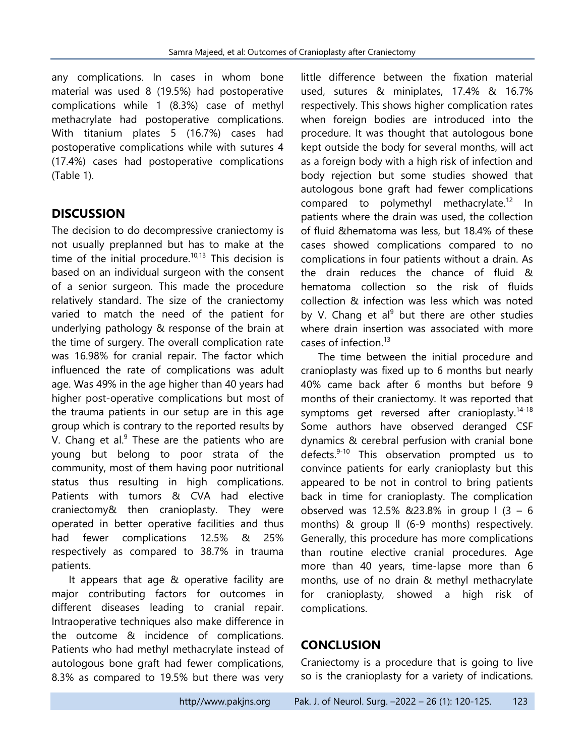any complications. In cases in whom bone material was used 8 (19.5%) had postoperative complications while 1 (8.3%) case of methyl methacrylate had postoperative complications. With titanium plates 5 (16.7%) cases had postoperative complications while with sutures 4 (17.4%) cases had postoperative complications (Table 1).

## DISCUSSION

The decision to do decompressive craniectomy is not usually preplanned but has to make at the time of the initial procedure.[10,13] This decision is based on an individual surgeon with the consent of a senior surgeon. This made the procedure relatively standard. The size of the craniectomy varied to match the need of the patient for underlying pathology & response of the brain at the time of surgery. The overall complication rate was 16.98% for cranial repair. The factor which influenced the rate of complications was adult age. Was 49% in the age higher than 40 years had higher post-operative complications but most of the trauma patients in our setup are in this age group which is contrary to the reported results by V. Chang et al.[9] These are the patients who are young but belong to poor strata of the community, most of them having poor nutritional status thus resulting in high complications. Patients with tumors & CVA had elective craniectomy& then cranioplasty. They were operated in better operative facilities and thus had fewer complications 12.5% & 25% respectively as compared to 38.7% in trauma patients.

It appears that age & operative facility are major contributing factors for outcomes in different diseases leading to cranial repair. Intraoperative techniques also make difference in the outcome & incidence of complications. Patients who had methyl methacrylate instead of autologous bone graft had fewer complications, 8.3% as compared to 19.5% but there was very little difference between the fixation material used, sutures & miniplates, 17.4% & 16.7% respectively. This shows higher complication rates when foreign bodies are introduced into the procedure. It was thought that autologous bone kept outside the body for several months, will act as a foreign body with a high risk of infection and body rejection but some studies showed that autologous bone graft had fewer complications compared to polymethyl methacrylate.[12] In patients where the drain was used, the collection of fluid &hematoma was less, but 18.4% of these cases showed complications compared to no complications in four patients without a drain. As the drain reduces the chance of fluid & hematoma collection so the risk of fluids collection & infection was less which was noted by V. Chang et al[9] but there are other studies where drain insertion was associated with more cases of infection.[13]

The time between the initial procedure and cranioplasty was fixed up to 6 months but nearly 40% came back after 6 months but before 9 months of their craniectomy. It was reported that symptoms get reversed after cranioplasty.[14-18] Some authors have observed deranged CSF dynamics & cerebral perfusion with cranial bone defects.[9-10] This observation prompted us to convince patients for early cranioplasty but this appeared to be not in control to bring patients back in time for cranioplasty. The complication observed was 12.5% &23.8% in group I (3 – 6 months) & group II (6-9 months) respectively. Generally, this procedure has more complications than routine elective cranial procedures. Age more than 40 years, time-lapse more than 6 months, use of no drain & methyl methacrylate for cranioplasty, showed a high risk of complications.

## CONCLUSION

Craniectomy is a procedure that is going to live so is the cranioplasty for a variety of indications.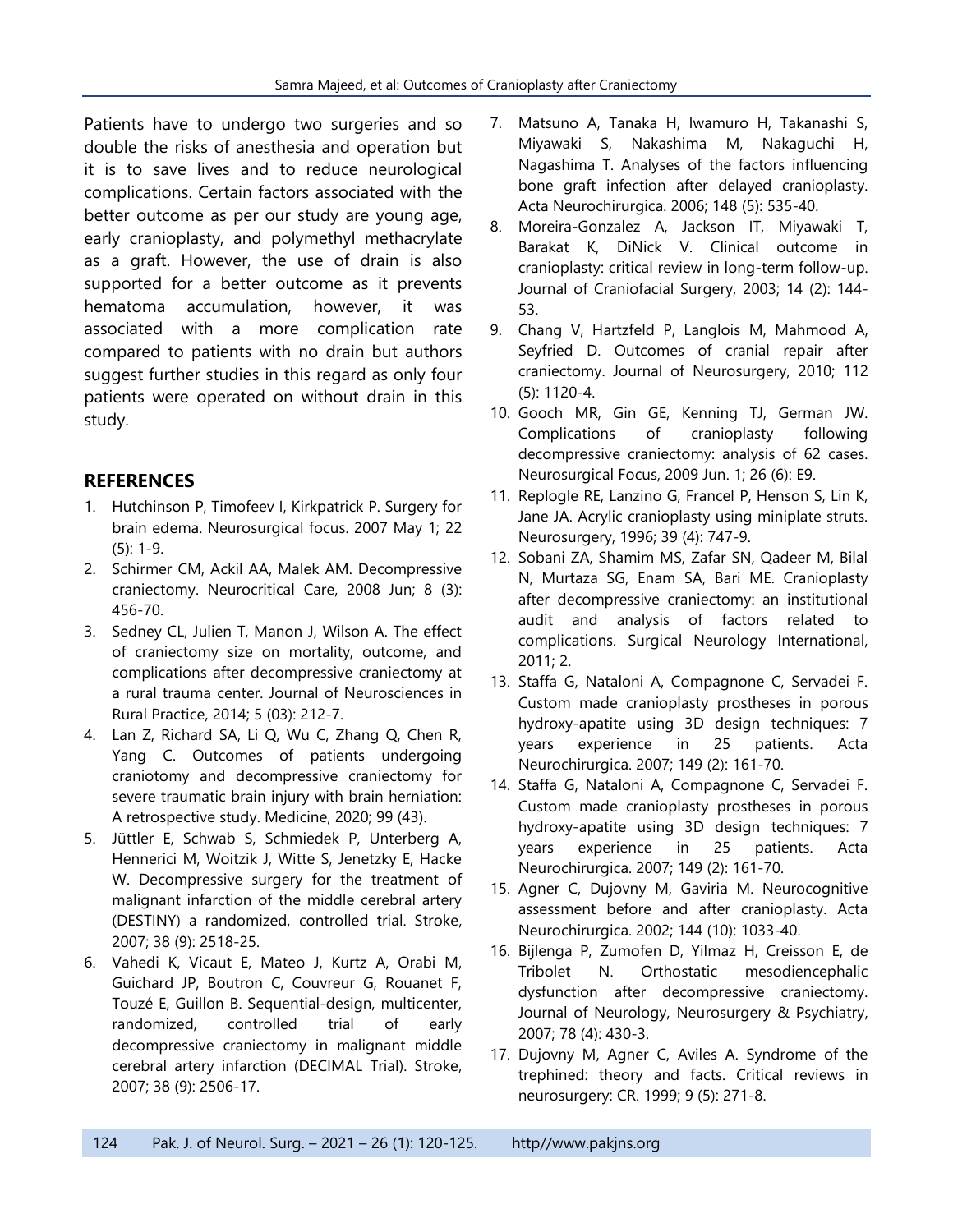Patients have to undergo two surgeries and so double the risks of anesthesia and operation but it is to save lives and to reduce neurological complications. Certain factors associated with the better outcome as per our study are young age, early cranioplasty, and polymethyl methacrylate as a graft. However, the use of drain is also supported for a better outcome as it prevents hematoma accumulation, however, it was associated with a more complication rate compared to patients with no drain but authors suggest further studies in this regard as only four patients were operated on without drain in this study.

## REFERENCES

1. Hutchinson P, Timofeev I, Kirkpatrick P. Surgery for brain edema. Neurosurgical focus. 2007 May 1; 22 (5): 1-9.
2. Schirmer CM, Ackil AA, Malek AM. Decompressive craniectomy. Neurocritical Care, 2008 Jun; 8 (3): 456-70.
3. Sedney CL, Julien T, Manon J, Wilson A. The effect of craniectomy size on mortality, outcome, and complications after decompressive craniectomy at a rural trauma center. Journal of Neurosciences in Rural Practice, 2014; 5 (03): 212-7.
4. Lan Z, Richard SA, Li Q, Wu C, Zhang Q, Chen R, Yang C. Outcomes of patients undergoing craniotomy and decompressive craniectomy for severe traumatic brain injury with brain herniation: A retrospective study. Medicine, 2020; 99 (43).
5. Jüttler E, Schwab S, Schmiedek P, Unterberg A, Hennerici M, Woitzik J, Witte S, Jenetzky E, Hacke W. Decompressive surgery for the treatment of malignant infarction of the middle cerebral artery (DESTINY) a randomized, controlled trial. Stroke, 2007; 38 (9): 2518-25.
6. Vahedi K, Vicaut E, Mateo J, Kurtz A, Orabi M, Guichard JP, Boutron C, Couvreur G, Rouanet F, Touzé E, Guillon B. Sequential-design, multicenter, randomized, controlled trial of early decompressive craniectomy in malignant middle cerebral artery infarction (DECIMAL Trial). Stroke, 2007; 38 (9): 2506-17.
7. Matsuno A, Tanaka H, Iwamuro H, Takanashi S, Miyawaki S, Nakashima M, Nakaguchi H, Nagashima T. Analyses of the factors influencing bone graft infection after delayed cranioplasty. Acta Neurochirurgica. 2006; 148 (5): 535-40.
8. Moreira-Gonzalez A, Jackson IT, Miyawaki T, Barakat K, DiNick V. Clinical outcome in cranioplasty: critical review in long-term follow-up. Journal of Craniofacial Surgery, 2003; 14 (2): 144-53.
9. Chang V, Hartzfeld P, Langlois M, Mahmood A, Seyfried D. Outcomes of cranial repair after craniectomy. Journal of Neurosurgery, 2010; 112 (5): 1120-4.
10. Gooch MR, Gin GE, Kenning TJ, German JW. Complications of cranioplasty following decompressive craniectomy: analysis of 62 cases. Neurosurgical Focus, 2009 Jun. 1; 26 (6): E9.
11. Replogle RE, Lanzino G, Francel P, Henson S, Lin K, Jane JA. Acrylic cranioplasty using miniplate struts. Neurosurgery, 1996; 39 (4): 747-9.
12. Sobani ZA, Shamim MS, Zafar SN, Qadeer M, Bilal N, Murtaza SG, Enam SA, Bari ME. Cranioplasty after decompressive craniectomy: an institutional audit and analysis of factors related to complications. Surgical Neurology International, 2011; 2.
13. Staffa G, Nataloni A, Compagnone C, Servadei F. Custom made cranioplasty prostheses in porous hydroxy-apatite using 3D design techniques: 7 years experience in 25 patients. Acta Neurochirurgica. 2007; 149 (2): 161-70.
14. Staffa G, Nataloni A, Compagnone C, Servadei F. Custom made cranioplasty prostheses in porous hydroxy-apatite using 3D design techniques: 7 years experience in 25 patients. Acta Neurochirurgica. 2007; 149 (2): 161-70.
15. Agner C, Dujovny M, Gaviria M. Neurocognitive assessment before and after cranioplasty. Acta Neurochirurgica. 2002; 144 (10): 1033-40.
16. Bijlenga P, Zumofen D, Yilmaz H, Creisson E, de Tribolet N. Orthostatic mesodiencephalic dysfunction after decompressive craniectomy. Journal of Neurology, Neurosurgery & Psychiatry, 2007; 78 (4): 430-3.
17. Dujovny M, Agner C, Aviles A. Syndrome of the trephined: theory and facts. Critical reviews in neurosurgery: CR. 1999; 9 (5): 271-8.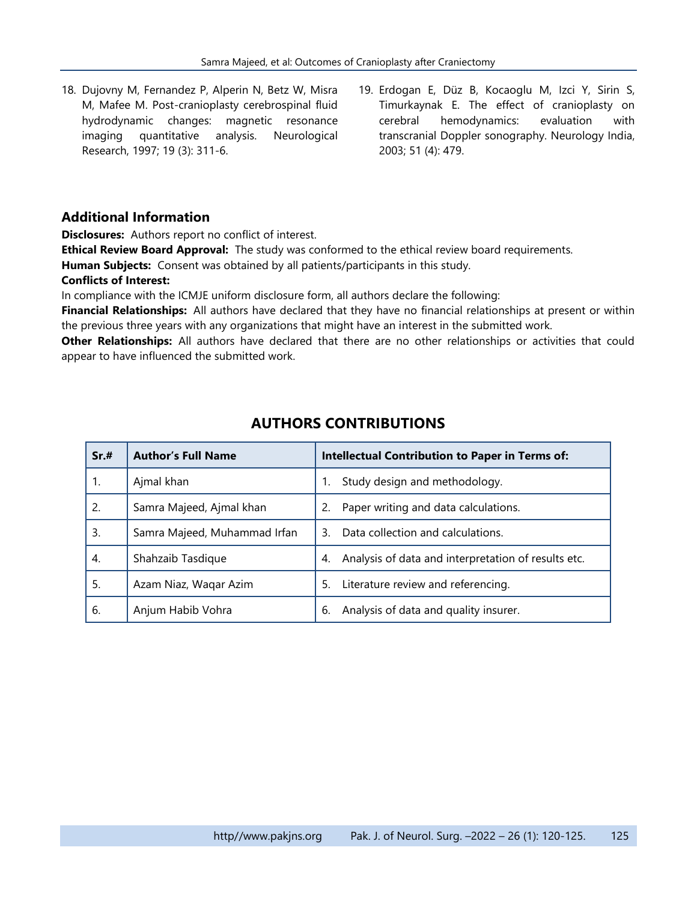18. Dujovny M, Fernandez P, Alperin N, Betz W, Misra M, Mafee M. Post-cranioplasty cerebrospinal fluid hydrodynamic changes: magnetic resonance imaging quantitative analysis. Neurological Research, 1997; 19 (3): 311-6.
19. Erdogan E, Düz B, Kocaoglu M, Izci Y, Sirin S, Timurkaynak E. The effect of cranioplasty on cerebral hemodynamics: evaluation with transcranial Doppler sonography. Neurology India, 2003; 51 (4): 479.

## Additional Information

**Disclosures:** Authors report no conflict of interest.

**Ethical Review Board Approval:** The study was conformed to the ethical review board requirements.

**Human Subjects:** Consent was obtained by all patients/participants in this study.

**Conflicts of Interest:**

In compliance with the ICMJE uniform disclosure form, all authors declare the following:

**Financial Relationships:** All authors have declared that they have no financial relationships at present or within the previous three years with any organizations that might have an interest in the submitted work.

**Other Relationships:** All authors have declared that there are no other relationships or activities that could appear to have influenced the submitted work.

## AUTHORS CONTRIBUTIONS

| Sr.# | Author's Full Name | Intellectual Contribution to Paper in Terms of: |
|---|---|---|
| 1. | Ajmal khan | 1. Study design and methodology. |
| 2. | Samra Majeed, Ajmal khan | 2. Paper writing and data calculations. |
| 3. | Samra Majeed, Muhammad Irfan | 3. Data collection and calculations. |
| 4. | Shahzaib Tasdique | 4. Analysis of data and interpretation of results etc. |
| 5. | Azam Niaz, Waqar Azim | 5. Literature review and referencing. |
| 6. | Anjum Habib Vohra | 6. Analysis of data and quality insurer. |